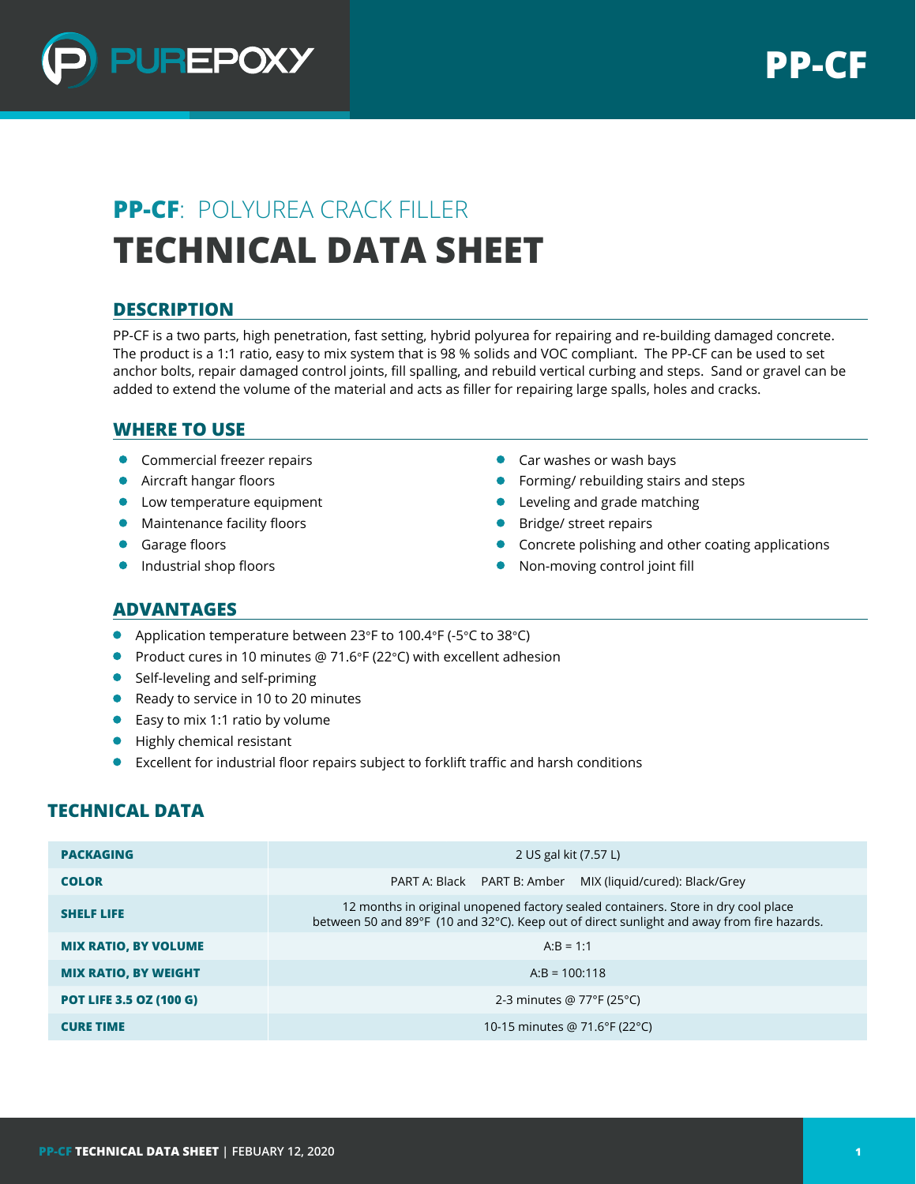# PP-CF: POLYUREA CRACK FILLER

# TECHNICAL DATA SHEET

## DESCRIPTION

PP-CF is a two parts, high penetration, fast setting, hybrid polyurea for repairing and re-building damaged concrete. The product is a 1:1 ratio, easy to mix system that is 98 % solids and VOC compliant. The PP-CF can be used to set anchor bolts, repair damaged control joints, fill spalling, and rebuild vertical curbing and steps. Sand or gravel can be added to extend the volume of the material and acts as filler for repairing large spalls, holes and cracks.

## WHERE TO USE

- Commercial freezer repairs
- Aircraft hangar floors
- Low temperature equipment
- Maintenance facility floors
- Garage floors
- Industrial shop floors
- Car washes or wash bays
- Forming/ rebuilding stairs and steps
- Leveling and grade matching
- Bridge/ street repairs
- Concrete polishing and other coating applications
- Non-moving control joint fill

## ADVANTAGES

- Application temperature between 23°F to 100.4°F (-5°C to 38°C)
- Product cures in 10 minutes @ 71.6°F (22°C) with excellent adhesion
- Self-leveling and self-priming
- Ready to service in 10 to 20 minutes
- Easy to mix 1:1 ratio by volume
- Highly chemical resistant
- Excellent for industrial floor repairs subject to forklift traffic and harsh conditions

## TECHNICAL DATA

| | |
|---|---|
| **PACKAGING** | 2 US gal kit (7.57 L) |
| **COLOR** | PART A: Black PART B: Amber MIX (liquid/cured): Black/Grey |
| **SHELF LIFE** | 12 months in original unopened factory sealed containers. Store in dry cool place between 50 and 89°F (10 and 32°C). Keep out of direct sunlight and away from fire hazards. |
| **MIX RATIO, BY VOLUME** | A:B = 1:1 |
| **MIX RATIO, BY WEIGHT** | A:B = 100:118 |
| **POT LIFE 3.5 OZ (100 G)** | 2-3 minutes @ 77°F (25°C) |
| **CURE TIME** | 10-15 minutes @ 71.6°F (22°C) |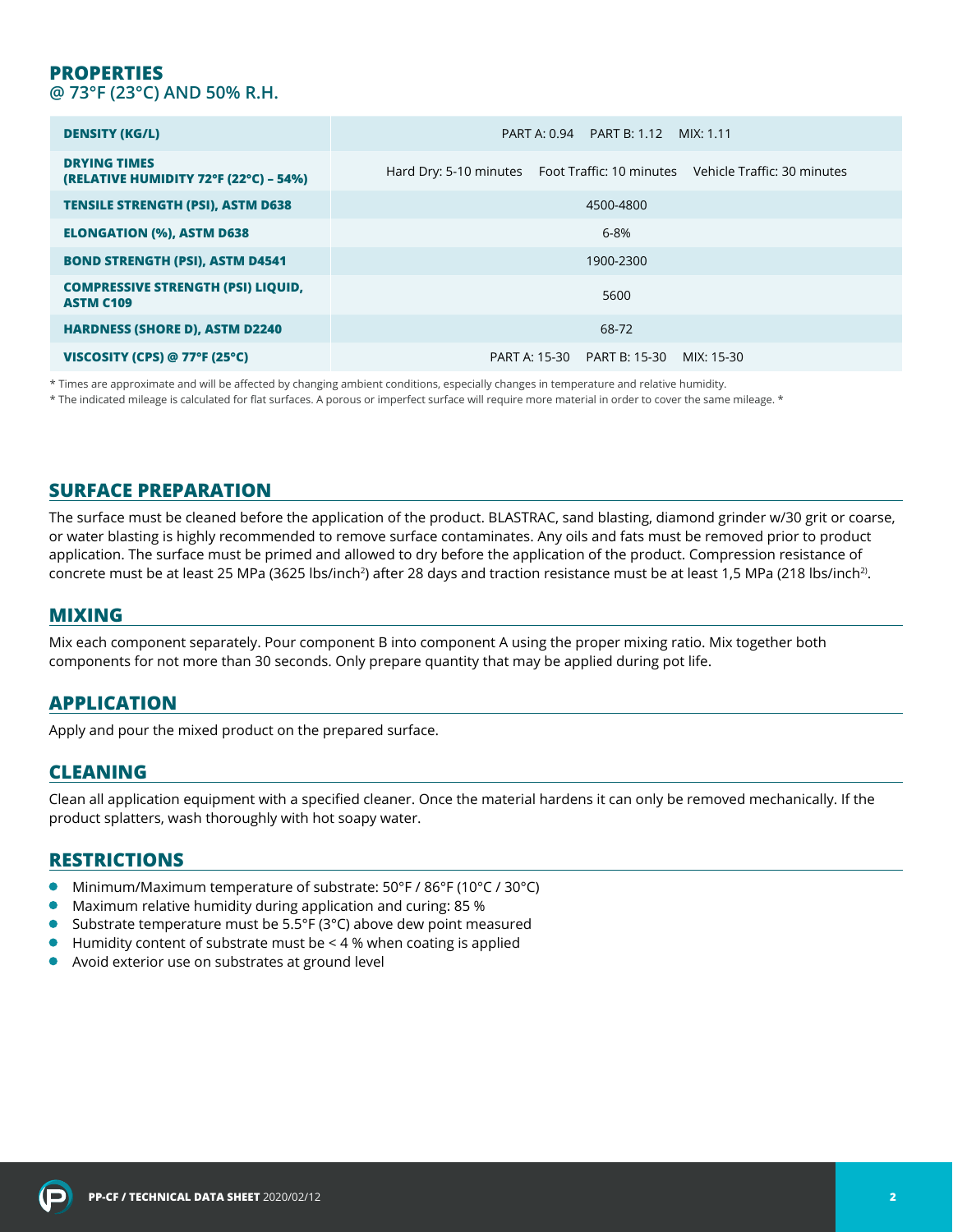## PROPERTIES
### @ 73°F (23°C) AND 50% R.H.

| | |
|---|---|
| **DENSITY (KG/L)** | PART A: 0.94 PART B: 1.12 MIX: 1.11 |
| **DRYING TIMES (RELATIVE HUMIDITY 72°F (22°C) – 54%)** | Hard Dry: 5-10 minutes Foot Traffic: 10 minutes Vehicle Traffic: 30 minutes |
| **TENSILE STRENGTH (PSI), ASTM D638** | 4500-4800 |
| **ELONGATION (%), ASTM D638** | 6-8% |
| **BOND STRENGTH (PSI), ASTM D4541** | 1900-2300 |
| **COMPRESSIVE STRENGTH (PSI) LIQUID, ASTM C109** | 5600 |
| **HARDNESS (SHORE D), ASTM D2240** | 68-72 |
| **VISCOSITY (CPS) @ 77°F (25°C)** | PART A: 15-30 PART B: 15-30 MIX: 15-30 |

* Times are approximate and will be affected by changing ambient conditions, especially changes in temperature and relative humidity.

* The indicated mileage is calculated for flat surfaces. A porous or imperfect surface will require more material in order to cover the same mileage. *

## SURFACE PREPARATION

The surface must be cleaned before the application of the product. BLASTRAC, sand blasting, diamond grinder w/30 grit or coarse, or water blasting is highly recommended to remove surface contaminates. Any oils and fats must be removed prior to product application. The surface must be primed and allowed to dry before the application of the product. Compression resistance of concrete must be at least 25 MPa (3625 lbs/inch$^2$) after 28 days and traction resistance must be at least 1,5 MPa (218 lbs/inch$^2$).

## MIXING

Mix each component separately. Pour component B into component A using the proper mixing ratio. Mix together both components for not more than 30 seconds. Only prepare quantity that may be applied during pot life.

## APPLICATION

Apply and pour the mixed product on the prepared surface.

## CLEANING

Clean all application equipment with a specified cleaner. Once the material hardens it can only be removed mechanically. If the product splatters, wash thoroughly with hot soapy water.

## RESTRICTIONS

- Minimum/Maximum temperature of substrate: 50°F / 86°F (10°C / 30°C)
- Maximum relative humidity during application and curing: 85 %
- Substrate temperature must be 5.5°F (3°C) above dew point measured
- Humidity content of substrate must be < 4 % when coating is applied
- Avoid exterior use on substrates at ground level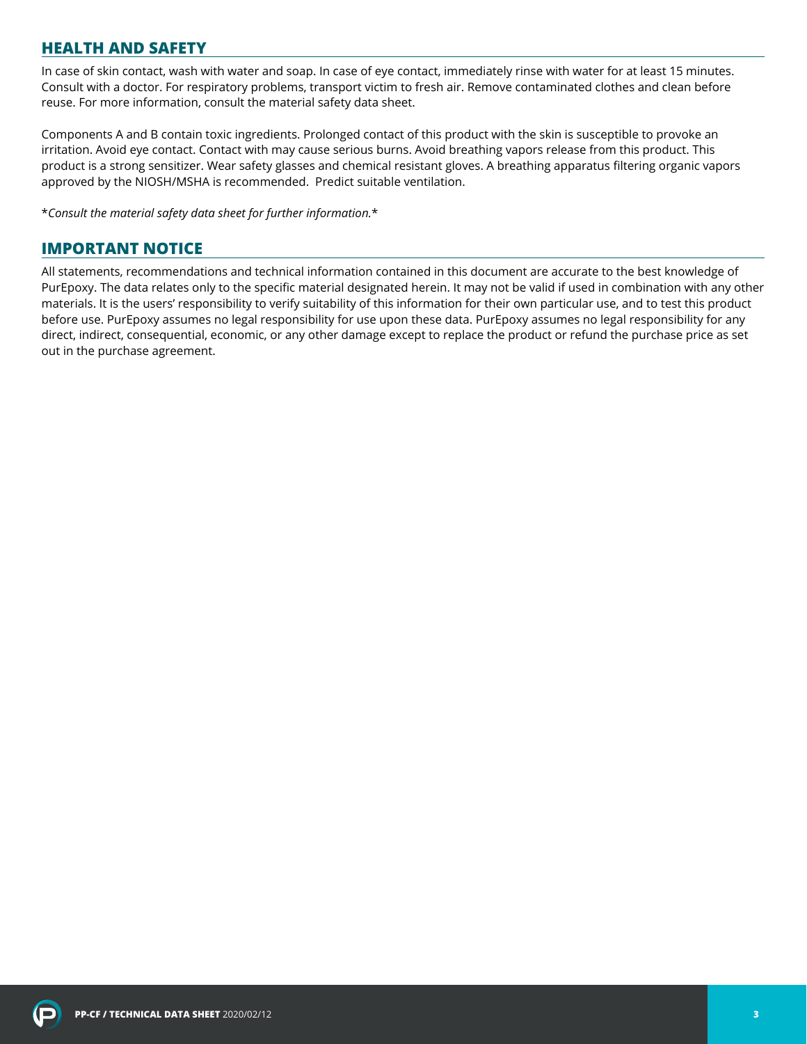## HEALTH AND SAFETY

In case of skin contact, wash with water and soap. In case of eye contact, immediately rinse with water for at least 15 minutes. Consult with a doctor. For respiratory problems, transport victim to fresh air. Remove contaminated clothes and clean before reuse. For more information, consult the material safety data sheet.

Components A and B contain toxic ingredients. Prolonged contact of this product with the skin is susceptible to provoke an irritation. Avoid eye contact. Contact with may cause serious burns. Avoid breathing vapors release from this product. This product is a strong sensitizer. Wear safety glasses and chemical resistant gloves. A breathing apparatus filtering organic vapors approved by the NIOSH/MSHA is recommended. Predict suitable ventilation.

*\*Consult the material safety data sheet for further information.\**

## IMPORTANT NOTICE

All statements, recommendations and technical information contained in this document are accurate to the best knowledge of PurEpoxy. The data relates only to the specific material designated herein. It may not be valid if used in combination with any other materials. It is the users' responsibility to verify suitability of this information for their own particular use, and to test this product before use. PurEpoxy assumes no legal responsibility for use upon these data. PurEpoxy assumes no legal responsibility for any direct, indirect, consequential, economic, or any other damage except to replace the product or refund the purchase price as set out in the purchase agreement.